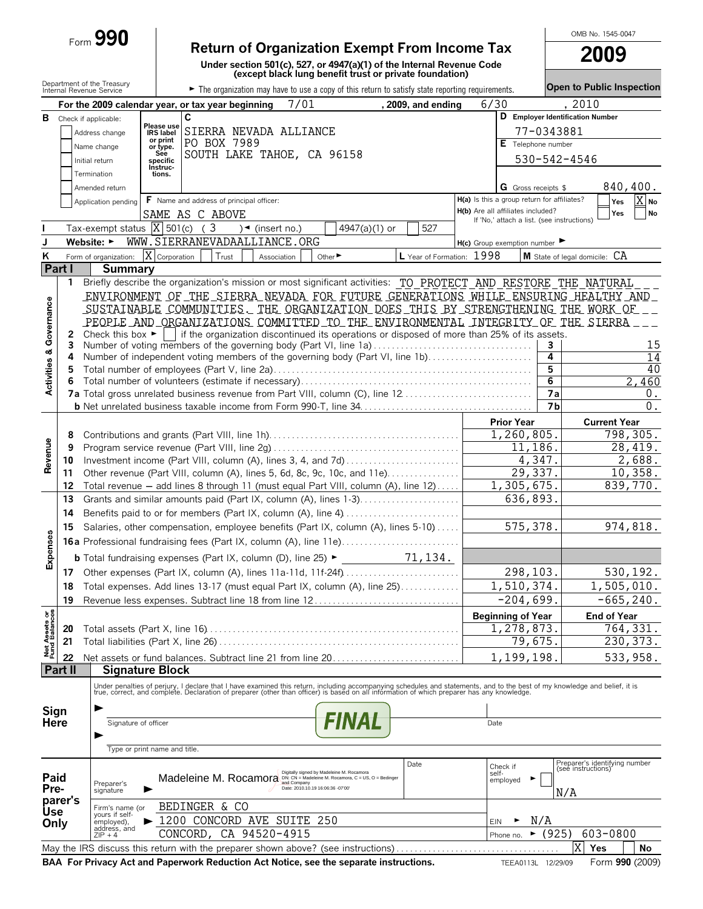Form **990**

# Return of Organization Exempt From Income Tax

**Under section 501(c), 527, or 4947(a)(1) of the Internal Revenue Code (except black lung benefit trust or private foundation)**

Department of the Treasury
Internal Revenue Service

► The organization may have to use a copy of this return to satisfy state reporting requirements.

OMB No. 1545-0047

**2009**

**Open to Public Inspection**

**A** For the 2009 calendar year, or tax year beginning 7/01, 2009, and ending 6/30, 2010

**B** Check if applicable:
- Address change
- Name change
- Initial return
- Termination
- Amended return
- Application pending

**C** Please use IRS label or print or type. See specific Instructions.

SIERRA NEVADA ALLIANCE
PO BOX 7989
SOUTH LAKE TAHOE, CA 96158

**D** Employer Identification Number: 77-0343881

**E** Telephone number: 530-542-4546

**G** Gross receipts $ 840,400.

**F** Name and address of principal officer: SAME AS C ABOVE

**H(a)** Is this a group return for affiliates? Yes [ ] No [X]

**H(b)** Are all affiliates included? Yes [ ] No [ ]
If 'No,' attach a list. (see instructions)

**I** Tax-exempt status [X] 501(c) ( 3 ) ◄ (insert no.) [ ] 4947(a)(1) or [ ] 527

**J** Website: ► WWW.SIERRANEVADAALLIANCE.ORG

**H(c)** Group exemption number ►

**K** Form of organization: [X] Corporation [ ] Trust [ ] Association [ ] Other ►

**L** Year of Formation: 1998

**M** State of legal domicile: CA

## Part I Summary

### Activities & Governance

1 Briefly describe the organization's mission or most significant activities: TO PROTECT AND RESTORE THE NATURAL ENVIRONMENT OF THE SIERRA NEVADA FOR FUTURE GENERATIONS WHILE ENSURING HEALTHY AND SUSTAINABLE COMMUNITIES. THE ORGANIZATION DOES THIS BY STRENGTHENING THE WORK OF PEOPLE AND ORGANIZATIONS COMMITTED TO THE ENVIRONMENTAL INTEGRITY OF THE SIERRA

2 Check this box ► [ ] if the organization discontinued its operations or disposed of more than 25% of its assets.

| | | | |
|---|---|---|---|
| 3 | Number of voting members of the governing body (Part VI, line 1a) | 3 | 15 |
| 4 | Number of independent voting members of the governing body (Part VI, line 1b) | 4 | 14 |
| 5 | Total number of employees (Part V, line 2a) | 5 | 40 |
| 6 | Total number of volunteers (estimate if necessary) | 6 | 2,460 |
| 7a | Total gross unrelated business revenue from Part VIII, column (C), line 12 | 7a | 0. |
| b | Net unrelated business taxable income from Form 990-T, line 34 | 7b | 0. |

### Revenue / Expenses

| | | Prior Year | Current Year |
|---|---|---|---|
| 8 | Contributions and grants (Part VIII, line 1h) | 1,260,805. | 798,305. |
| 9 | Program service revenue (Part VIII, line 2g) | 11,186. | 28,419. |
| 10 | Investment income (Part VIII, column (A), lines 3, 4, and 7d) | 4,347. | 2,688. |
| 11 | Other revenue (Part VIII, column (A), lines 5, 6d, 8c, 9c, 10c, and 11e) | 29,337. | 10,358. |
| 12 | Total revenue – add lines 8 through 11 (must equal Part VIII, column (A), line 12) | 1,305,675. | 839,770. |
| 13 | Grants and similar amounts paid (Part IX, column (A), lines 1-3) | 636,893. | |
| 14 | Benefits paid to or for members (Part IX, column (A), line 4) | | |
| 15 | Salaries, other compensation, employee benefits (Part IX, column (A), lines 5-10) | 575,378. | 974,818. |
| 16a | Professional fundraising fees (Part IX, column (A), line 11e) | | |
| b | Total fundraising expenses (Part IX, column (D), line 25) ► 71,134. | | |
| 17 | Other expenses (Part IX, column (A), lines 11a-11d, 11f-24f) | 298,103. | 530,192. |
| 18 | Total expenses. Add lines 13-17 (must equal Part IX, column (A), line 25) | 1,510,374. | 1,505,010. |
| 19 | Revenue less expenses. Subtract line 18 from line 12 | -204,699. | -665,240. |

### Net Assets or Fund Balances

| | | Beginning of Year | End of Year |
|---|---|---|---|
| 20 | Total assets (Part X, line 16) | 1,278,873. | 764,331. |
| 21 | Total liabilities (Part X, line 26) | 79,675. | 230,373. |
| 22 | Net assets or fund balances. Subtract line 21 from line 20 | 1,199,198. | 533,958. |

## Part II Signature Block

Under penalties of perjury, I declare that I have examined this return, including accompanying schedules and statements, and to the best of my knowledge and belief, it is true, correct, and complete. Declaration of preparer (other than officer) is based on all information of which preparer has any knowledge.

**Sign Here**

► Signature of officer — Date

FINAL

► Type or print name and title.

**Paid Preparer's Use Only**

Preparer's signature ► Madeleine M. Rocamora (Digitally signed by Madeleine M. Rocamora; DN: CN = Madeleine M. Rocamora, C = US, O = Bedinger and Company; Date: 2010.10.19 16:06:36 -07'00')

Date

Check if self-employed ►

Preparer's identifying number (see instructions): N/A

Firm's name (or yours if self-employed), address, and ZIP + 4: ► BEDINGER & CO, 1200 CONCORD AVE SUITE 250, CONCORD, CA 94520-4915

EIN ► N/A

Phone no. ► (925) 603-0800

May the IRS discuss this return with the preparer shown above? (see instructions) [X] Yes [ ] No

**BAA For Privacy Act and Paperwork Reduction Act Notice, see the separate instructions.** TEEA0113L 12/29/09 Form **990** (2009)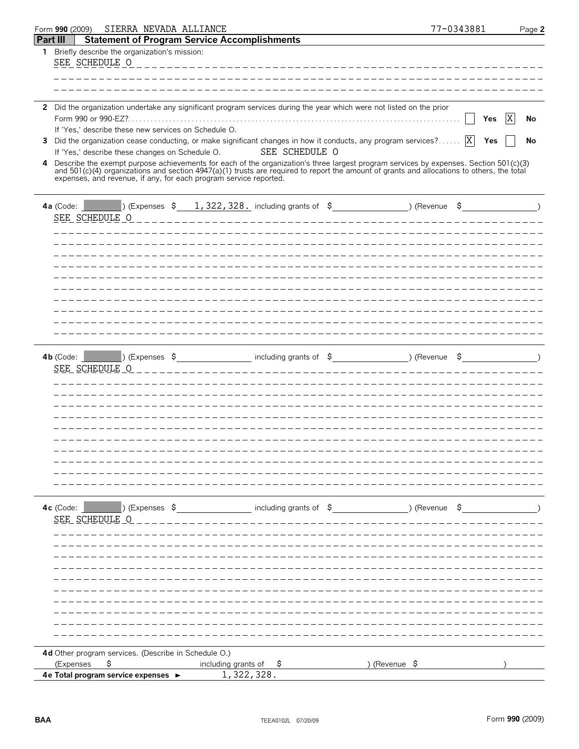Form **990** (2009) SIERRA NEVADA ALLIANCE 77-0343881

## Part III Statement of Program Service Accomplishments

**1** Briefly describe the organization's mission:

SEE SCHEDULE O

**2** Did the organization undertake any significant program services during the year which were not listed on the prior Form 990 or 990-EZ? ☐ Yes ☒ No

If 'Yes,' describe these new services on Schedule O.

**3** Did the organization cease conducting, or make significant changes in how it conducts, any program services? ☒ Yes ☐ No

If 'Yes,' describe these changes on Schedule O. SEE SCHEDULE O

**4** Describe the exempt purpose achievements for each of the organization's three largest program services by expenses. Section 501(c)(3) and 501(c)(4) organizations and section 4947(a)(1) trusts are required to report the amount of grants and allocations to others, the total expenses, and revenue, if any, for each program service reported.

**4a** (Code: ) (Expenses $ 1,322,328. including grants of $ ) (Revenue $ )

SEE SCHEDULE O

**4b** (Code: ) (Expenses $ including grants of $ ) (Revenue $ )

SEE SCHEDULE O

**4c** (Code: ) (Expenses $ including grants of $ ) (Revenue $ )

SEE SCHEDULE O

**4d** Other program services. (Describe in Schedule O.)

(Expenses $ including grants of $ ) (Revenue $ )

**4e Total program service expenses** ► 1,322,328.

BAA TEEA0102L 07/20/09 Form **990** (2009)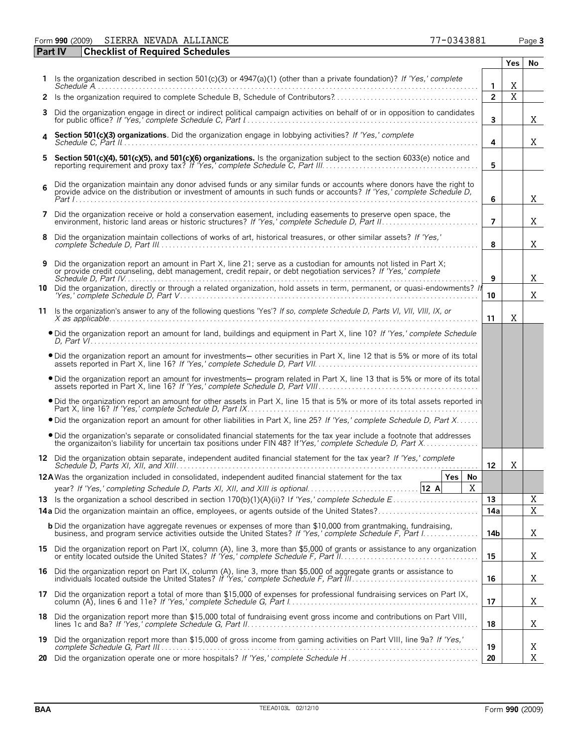Form **990** (2009) SIERRA NEVADA ALLIANCE 77-0343881

## Part IV Checklist of Required Schedules

| | | | Yes | No |
|---|---|---|---|---|
| **1** | Is the organization described in section 501(c)(3) or 4947(a)(1) (other than a private foundation)? *If 'Yes,' complete Schedule A* | **1** | X | |
| **2** | Is the organization required to complete Schedule B, Schedule of Contributors? | **2** | X | |
| **3** | Did the organization engage in direct or indirect political campaign activities on behalf of or in opposition to candidates for public office? *If 'Yes,' complete Schedule C, Part I* | **3** | | X |
| **4** | **Section 501(c)(3) organizations.** Did the organization engage in lobbying activities? *If 'Yes,' complete Schedule C, Part II* | **4** | | X |
| **5** | **Section 501(c)(4), 501(c)(5), and 501(c)(6) organizations.** Is the organization subject to the section 6033(e) notice and reporting requirement and proxy tax? *If 'Yes,' complete Schedule C, Part III* | **5** | | |
| **6** | Did the organization maintain any donor advised funds or any similar funds or accounts where donors have the right to provide advice on the distribution or investment of amounts in such funds or accounts? *If 'Yes,' complete Schedule D, Part I* | **6** | | X |
| **7** | Did the organization receive or hold a conservation easement, including easements to preserve open space, the environment, historic land areas or historic structures? *If 'Yes,' complete Schedule D, Part II* | **7** | | X |
| **8** | Did the organization maintain collections of works of art, historical treasures, or other similar assets? *If 'Yes,' complete Schedule D, Part III* | **8** | | X |
| **9** | Did the organization report an amount in Part X, line 21; serve as a custodian for amounts not listed in Part X; or provide credit counseling, debt management, credit repair, or debt negotiation services? *If 'Yes,' complete Schedule D, Part IV* | **9** | | X |
| **10** | Did the organization, directly or through a related organization, hold assets in term, permanent, or quasi-endowments? *If 'Yes,' complete Schedule D, Part V* | **10** | | X |
| **11** | Is the organization's answer to any of the following questions 'Yes'? *If so, complete Schedule D, Parts VI, VII, VIII, IX, or X as applicable* | **11** | X | |
| | • Did the organization report an amount for land, buildings and equipment in Part X, line 10? *If 'Yes,' complete Schedule D, Part VI* | | | |
| | • Did the organization report an amount for investments– other securities in Part X, line 12 that is 5% or more of its total assets reported in Part X, line 16? *If 'Yes,' complete Schedule D, Part VII* | | | |
| | • Did the organization report an amount for investments– program related in Part X, line 13 that is 5% or more of its total assets reported in Part X, line 16? *If 'Yes,' complete Schedule D, Part VIII* | | | |
| | • Did the organization report an amount for other assets in Part X, line 15 that is 5% or more of its total assets reported in Part X, line 16? *If 'Yes,' complete Schedule D, Part IX* | | | |
| | • Did the organization report an amount for other liabilities in Part X, line 25? *If 'Yes,' complete Schedule D, Part X* | | | |
| | • Did the organization's separate or consolidated financial statements for the tax year include a footnote that addresses the organizaiton's liability for uncertain tax positions under FIN 48? *If 'Yes,' complete Schedule D, Part X* | | | |
| **12** | Did the organization obtain separate, independent audited financial statement for the tax year? *If 'Yes,' complete Schedule D, Parts XI, XII, and XIII* | **12** | X | |
| **12A** | Was the organization included in consolidated, independent audited financial statement for the tax year? *If 'Yes,' completing Schedule D, Parts XI, XII, and XIII is optional* — **12 A** Yes: ☐ No: X | | | |
| **13** | Is the organization a school described in section 170(b)(1)(A)(ii)? *If 'Yes,' complete Schedule E* | **13** | | X |
| **14a** | Did the organization maintain an office, employees, or agents outside of the United States? | **14a** | | X |
| **b** | Did the organization have aggregate revenues or expenses of more than $10,000 from grantmaking, fundraising, business, and program service activities outside the United States? *If 'Yes,' complete Schedule F, Part I* | **14b** | | X |
| **15** | Did the organization report on Part IX, column (A), line 3, more than $5,000 of grants or assistance to any organization or entity located outside the United States? *If 'Yes,' complete Schedule F, Part II* | **15** | | X |
| **16** | Did the organization report on Part IX, column (A), line 3, more than $5,000 of aggregate grants or assistance to individuals located outside the United States? *If 'Yes,' complete Schedule F, Part III* | **16** | | X |
| **17** | Did the organization report a total of more than $15,000 of expenses for professional fundraising services on Part IX, column (A), lines 6 and 11e? *If 'Yes,' complete Schedule G, Part I* | **17** | | X |
| **18** | Did the organization report more than $15,000 total of fundraising event gross income and contributions on Part VIII, lines 1c and 8a? *If 'Yes,' complete Schedule G, Part II* | **18** | | X |
| **19** | Did the organization report more than $15,000 of gross income from gaming activities on Part VIII, line 9a? *If 'Yes,' complete Schedule G, Part III* | **19** | | X |
| **20** | Did the organization operate one or more hospitals? *If 'Yes,' complete Schedule H* | **20** | | X |

BAA TEEA0103L 02/12/10 Form **990** (2009)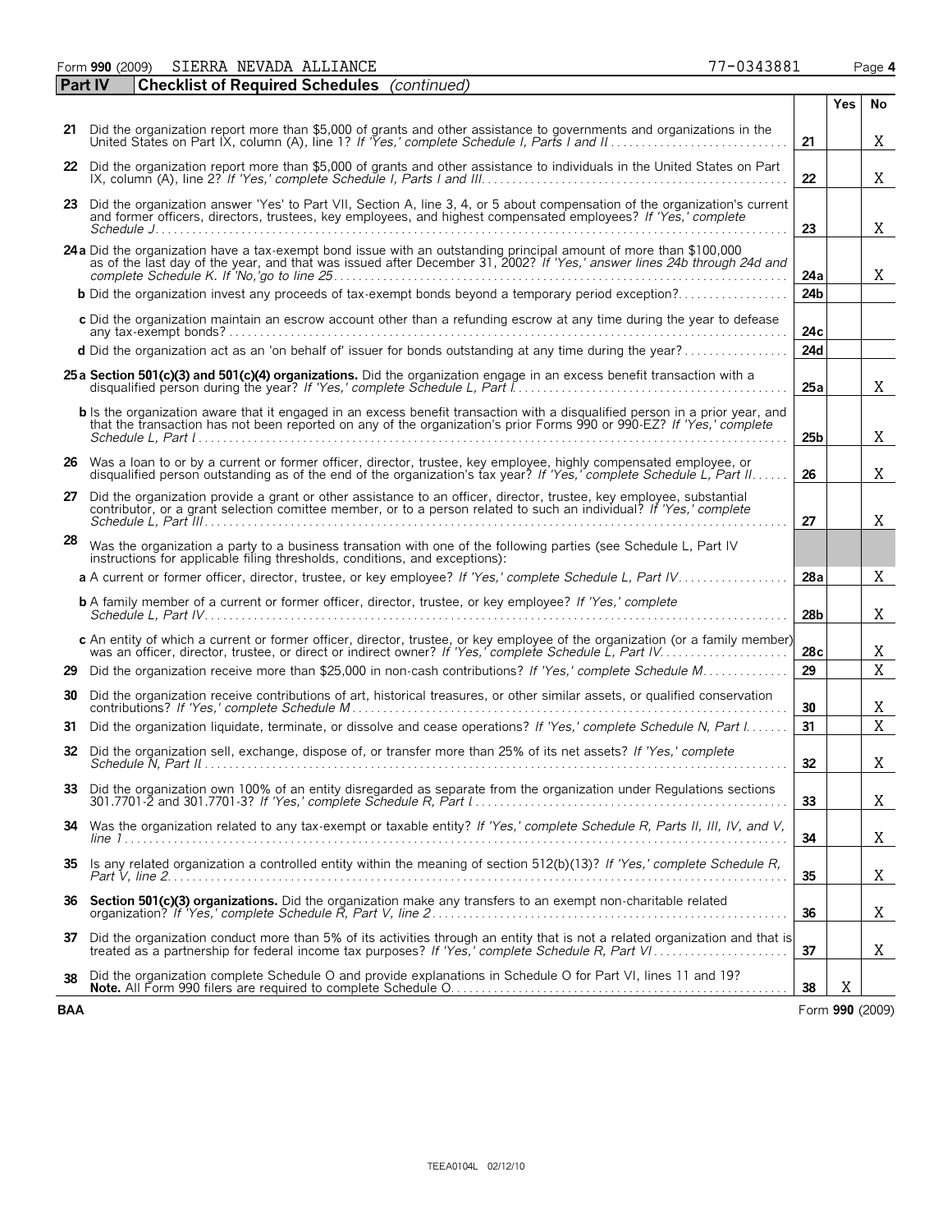Form **990** (2009) SIERRA NEVADA ALLIANCE 77-0343881 Page **4**

## Part IV — Checklist of Required Schedules *(continued)*

| | | | Yes | No |
|---|---|---|---|---|
| **21** | Did the organization report more than $5,000 of grants and other assistance to governments and organizations in the United States on Part IX, column (A), line 1? *If 'Yes,' complete Schedule I, Parts I and II* | 21 | | X |
| **22** | Did the organization report more than $5,000 of grants and other assistance to individuals in the United States on Part IX, column (A), line 2? *If 'Yes,' complete Schedule I, Parts I and III* | 22 | | X |
| **23** | Did the organization answer 'Yes' to Part VII, Section A, line 3, 4, or 5 about compensation of the organization's current and former officers, directors, trustees, key employees, and highest compensated employees? *If 'Yes,' complete Schedule J* | 23 | | X |
| **24a** | Did the organization have a tax-exempt bond issue with an outstanding principal amount of more than $100,000 as of the last day of the year, and that was issued after December 31, 2002? *If 'Yes,' answer lines 24b through 24d and complete Schedule K. If 'No,'go to line 25* | 24a | | X |
| **b** | Did the organization invest any proceeds of tax-exempt bonds beyond a temporary period exception? | 24b | | |
| **c** | Did the organization maintain an escrow account other than a refunding escrow at any time during the year to defease any tax-exempt bonds? | 24c | | |
| **d** | Did the organization act as an 'on behalf of' issuer for bonds outstanding at any time during the year? | 24d | | |
| **25a** | **Section 501(c)(3) and 501(c)(4) organizations.** Did the organization engage in an excess benefit transaction with a disqualified person during the year? *If 'Yes,' complete Schedule L, Part I* | 25a | | X |
| **b** | Is the organization aware that it engaged in an excess benefit transaction with a disqualified person in a prior year, and that the transaction has not been reported on any of the organization's prior Forms 990 or 990-EZ? *If 'Yes,' complete Schedule L, Part I* | 25b | | X |
| **26** | Was a loan to or by a current or former officer, director, trustee, key employee, highly compensated employee, or disqualified person outstanding as of the end of the organization's tax year? *If 'Yes,' complete Schedule L, Part II* | 26 | | X |
| **27** | Did the organization provide a grant or other assistance to an officer, director, trustee, key employee, substantial contributor, or a grant selection comittee member, or to a person related to such an individual? *If 'Yes,' complete Schedule L, Part III* | 27 | | X |
| **28** | Was the organization a party to a business transation with one of the following parties (see Schedule L, Part IV instructions for applicable filing thresholds, conditions, and exceptions): | | | |
| **a** | A current or former officer, director, trustee, or key employee? *If 'Yes,' complete Schedule L, Part IV* | 28a | | X |
| **b** | A family member of a current or former officer, director, trustee, or key employee? *If 'Yes,' complete Schedule L, Part IV* | 28b | | X |
| **c** | An entity of which a current or former officer, director, trustee, or key employee of the organization (or a family member) was an officer, director, trustee, or direct or indirect owner? *If 'Yes,' complete Schedule L, Part IV* | 28c | | X |
| **29** | Did the organization receive more than $25,000 in non-cash contributions? *If 'Yes,' complete Schedule M* | 29 | | X |
| **30** | Did the organization receive contributions of art, historical treasures, or other similar assets, or qualified conservation contributions? *If 'Yes,' complete Schedule M* | 30 | | X |
| **31** | Did the organization liquidate, terminate, or dissolve and cease operations? *If 'Yes,' complete Schedule N, Part I* | 31 | | X |
| **32** | Did the organization sell, exchange, dispose of, or transfer more than 25% of its net assets? *If 'Yes,' complete Schedule N, Part II* | 32 | | X |
| **33** | Did the organization own 100% of an entity disregarded as separate from the organization under Regulations sections 301.7701-2 and 301.7701-3? *If 'Yes,' complete Schedule R, Part I* | 33 | | X |
| **34** | Was the organization related to any tax-exempt or taxable entity? *If 'Yes,' complete Schedule R, Parts II, III, IV, and V, line 1* | 34 | | X |
| **35** | Is any related organization a controlled entity within the meaning of section 512(b)(13)? *If 'Yes,' complete Schedule R, Part V, line 2* | 35 | | X |
| **36** | **Section 501(c)(3) organizations.** Did the organization make any transfers to an exempt non-charitable related organization? *If 'Yes,' complete Schedule R, Part V, line 2* | 36 | | X |
| **37** | Did the organization conduct more than 5% of its activities through an entity that is not a related organization and that is treated as a partnership for federal income tax purposes? *If 'Yes,' complete Schedule R, Part VI* | 37 | | X |
| **38** | Did the organization complete Schedule O and provide explanations in Schedule O for Part VI, lines 11 and 19? **Note.** All Form 990 filers are required to complete Schedule O. | 38 | X | |

**BAA** Form **990** (2009)

TEEA0104L 02/12/10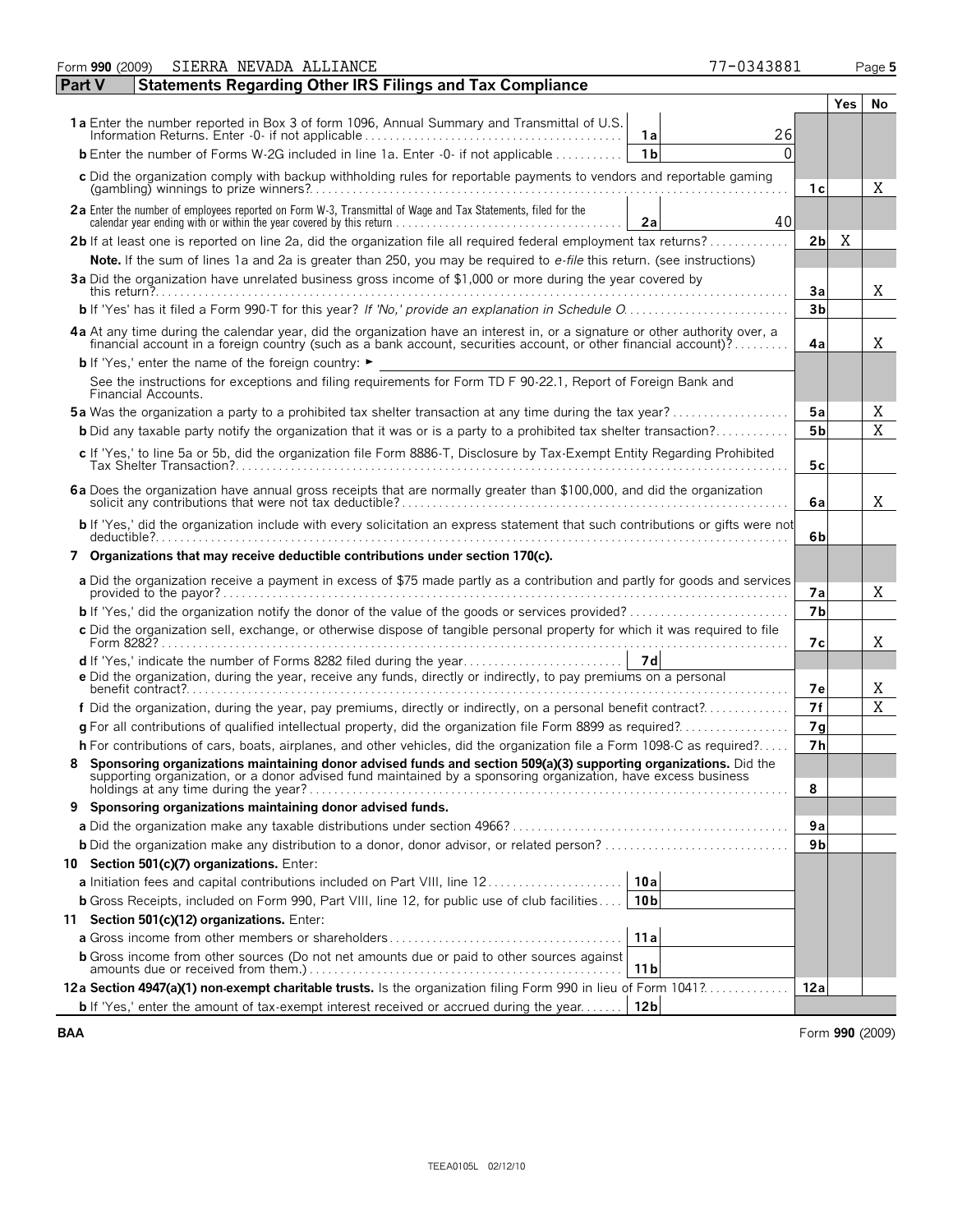Form **990** (2009) SIERRA NEVADA ALLIANCE 77-0343881

## Part V Statements Regarding Other IRS Filings and Tax Compliance

| | | | | | Yes | No |
|---|---|---|---|---|---|---|
| **1a** Enter the number reported in Box 3 of form 1096, Annual Summary and Transmittal of U.S. Information Returns. Enter -0- if not applicable | 1a | 26 | | | | |
| **b** Enter the number of Forms W-2G included in line 1a. Enter -0- if not applicable | 1b | 0 | | | | |
| **c** Did the organization comply with backup withholding rules for reportable payments to vendors and reportable gaming (gambling) winnings to prize winners? | | | | 1c | | X |
| **2a** Enter the number of employees reported on Form W-3, Transmittal of Wage and Tax Statements, filed for the calendar year ending with or within the year covered by this return | 2a | 40 | | | | |
| **2b** If at least one is reported on line 2a, did the organization file all required federal employment tax returns? | | | | 2b | X | |
| **Note.** If the sum of lines 1a and 2a is greater than 250, you may be required to *e-file* this return. (see instructions) | | | | | | |
| **3a** Did the organization have unrelated business gross income of $1,000 or more during the year covered by this return? | | | | 3a | | X |
| **b** If 'Yes' has it filed a Form 990-T for this year? *If 'No,' provide an explanation in Schedule O* | | | | 3b | | |
| **4a** At any time during the calendar year, did the organization have an interest in, or a signature or other authority over, a financial account in a foreign country (such as a bank account, securities account, or other financial account)? | | | | 4a | | X |
| **b** If 'Yes,' enter the name of the foreign country: ► | | | | | | |
| See the instructions for exceptions and filing requirements for Form TD F 90-22.1, Report of Foreign Bank and Financial Accounts. | | | | | | |
| **5a** Was the organization a party to a prohibited tax shelter transaction at any time during the tax year? | | | | 5a | | X |
| **b** Did any taxable party notify the organization that it was or is a party to a prohibited tax shelter transaction? | | | | 5b | | X |
| **c** If 'Yes,' to line 5a or 5b, did the organization file Form 8886-T, Disclosure by Tax-Exempt Entity Regarding Prohibited Tax Shelter Transaction? | | | | 5c | | |
| **6a** Does the organization have annual gross receipts that are normally greater than $100,000, and did the organization solicit any contributions that were not tax deductible? | | | | 6a | | X |
| **b** If 'Yes,' did the organization include with every solicitation an express statement that such contributions or gifts were not deductible? | | | | 6b | | |
| **7 Organizations that may receive deductible contributions under section 170(c).** | | | | | | |
| **a** Did the organization receive a payment in excess of $75 made partly as a contribution and partly for goods and services provided to the payor? | | | | 7a | | X |
| **b** If 'Yes,' did the organization notify the donor of the value of the goods or services provided? | | | | 7b | | |
| **c** Did the organization sell, exchange, or otherwise dispose of tangible personal property for which it was required to file Form 8282? | | | | 7c | | X |
| **d** If 'Yes,' indicate the number of Forms 8282 filed during the year | 7d | | | | | |
| **e** Did the organization, during the year, receive any funds, directly or indirectly, to pay premiums on a personal benefit contract? | | | | 7e | | X |
| **f** Did the organization, during the year, pay premiums, directly or indirectly, on a personal benefit contract? | | | | 7f | | X |
| **g** For all contributions of qualified intellectual property, did the organization file Form 8899 as required? | | | | 7g | | |
| **h** For contributions of cars, boats, airplanes, and other vehicles, did the organization file a Form 1098-C as required? | | | | 7h | | |
| **8 Sponsoring organizations maintaining donor advised funds and section 509(a)(3) supporting organizations.** Did the supporting organization, or a donor advised fund maintained by a sponsoring organization, have excess business holdings at any time during the year? | | | | 8 | | |
| **9 Sponsoring organizations maintaining donor advised funds.** | | | | | | |
| **a** Did the organization make any taxable distributions under section 4966? | | | | 9a | | |
| **b** Did the organization make any distribution to a donor, donor advisor, or related person? | | | | 9b | | |
| **10 Section 501(c)(7) organizations.** Enter: | | | | | | |
| **a** Initiation fees and capital contributions included on Part VIII, line 12 | 10a | | | | | |
| **b** Gross Receipts, included on Form 990, Part VIII, line 12, for public use of club facilities | 10b | | | | | |
| **11 Section 501(c)(12) organizations.** Enter: | | | | | | |
| **a** Gross income from other members or shareholders | 11a | | | | | |
| **b** Gross income from other sources (Do not net amounts due or paid to other sources against amounts due or received from them.) | 11b | | | | | |
| **12a Section 4947(a)(1) non-exempt charitable trusts.** Is the organization filing Form 990 in lieu of Form 1041? | | | | 12a | | |
| **b** If 'Yes,' enter the amount of tax-exempt interest received or accrued during the year | 12b | | | | | |

BAA Form **990** (2009)

TEEA0105L 02/12/10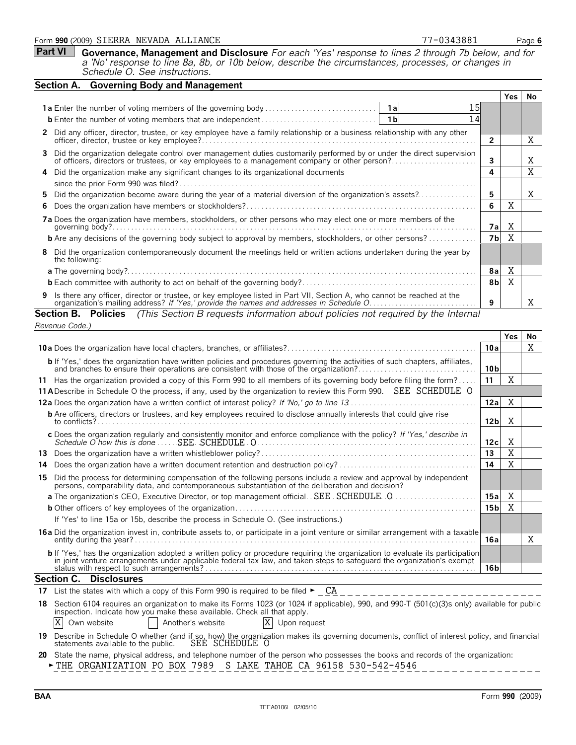Form **990** (2009) SIERRA NEVADA ALLIANCE 77-0343881 Page **6**

## Part VI Governance, Management and Disclosure

*For each 'Yes' response to lines 2 through 7b below, and for a 'No' response to line 8a, 8b, or 10b below, describe the circumstances, processes, or changes in Schedule O. See instructions.*

### Section A. Governing Body and Management

| | | | Yes | No |
|---|---|---|---|---|
| **1a** Enter the number of voting members of the governing body | **1a** 15 | | | |
| **b** Enter the number of voting members that are independent | **1b** 14 | | | |
| **2** Did any officer, director, trustee, or key employee have a family relationship or a business relationship with any other officer, director, trustee or key employee? | | **2** | | X |
| **3** Did the organization delegate control over management duties customarily performed by or under the direct supervision of officers, directors or trustees, or key employees to a management company or other person? | | **3** | | X |
| **4** Did the organization make any significant changes to its organizational documents since the prior Form 990 was filed? | | **4** | | X |
| **5** Did the organization become aware during the year of a material diversion of the organization's assets? | | **5** | | X |
| **6** Does the organization have members or stockholders? | | **6** | X | |
| **7a** Does the organization have members, stockholders, or other persons who may elect one or more members of the governing body? | | **7a** | X | |
| **b** Are any decisions of the governing body subject to approval by members, stockholders, or other persons? | | **7b** | X | |
| **8** Did the organization contemporaneously document the meetings held or written actions undertaken during the year by the following: | | | | |
| **a** The governing body? | | **8a** | X | |
| **b** Each committee with authority to act on behalf of the governing body? | | **8b** | X | |
| **9** Is there any officer, director or trustee, or key employee listed in Part VII, Section A, who cannot be reached at the organization's mailing address? *If 'Yes,' provide the names and addresses in Schedule O* | | **9** | | X |

### Section B. Policies *(This Section B requests information about policies not required by the Internal Revenue Code.)*

| | | Yes | No |
|---|---|---|---|
| **10a** Does the organization have local chapters, branches, or affiliates? | **10a** | | X |
| **b** If 'Yes,' does the organization have written policies and procedures governing the activities of such chapters, affiliates, and branches to ensure their operations are consistent with those of the organization? | **10b** | | |
| **11** Has the organization provided a copy of this Form 990 to all members of its governing body before filing the form? | **11** | X | |
| **11A** Describe in Schedule O the process, if any, used by the organization to review this Form 990. SEE SCHEDULE O | | | |
| **12a** Does the organization have a written conflict of interest policy? *If 'No,' go to line 13* | **12a** | X | |
| **b** Are officers, directors or trustees, and key employees required to disclose annually interests that could give rise to conflicts? | **12b** | X | |
| **c** Does the organization regularly and consistently monitor and enforce compliance with the policy? *If 'Yes,' describe in Schedule O how this is done* SEE SCHEDULE O | **12c** | X | |
| **13** Does the organization have a written whistleblower policy? | **13** | X | |
| **14** Does the organization have a written document retention and destruction policy? | **14** | X | |
| **15** Did the process for determining compensation of the following persons include a review and approval by independent persons, comparability data, and contemporaneous substantiation of the deliberation and decision? | | | |
| **a** The organization's CEO, Executive Director, or top management official SEE SCHEDULE O | **15a** | X | |
| **b** Other officers of key employees of the organization | **15b** | X | |
| If 'Yes' to line 15a or 15b, describe the process in Schedule O. (See instructions.) | | | |
| **16a** Did the organization invest in, contribute assets to, or participate in a joint venture or similar arrangement with a taxable entity during the year? | **16a** | | X |
| **b** If 'Yes,' has the organization adopted a written policy or procedure requiring the organization to evaluate its participation in joint venture arrangements under applicable federal tax law, and taken steps to safeguard the organization's exempt status with respect to such arrangements? | **16b** | | |

### Section C. Disclosures

**17** List the states with which a copy of this Form 990 is required to be filed ► CA

**18** Section 6104 requires an organization to make its Forms 1023 (or 1024 if applicable), 990, and 990-T (501(c)(3)s only) available for public inspection. Indicate how you make these available. Check all that apply.

[X] Own website  [ ] Another's website  [X] Upon request

**19** Describe in Schedule O whether (and if so, how) the organization makes its governing documents, conflict of interest policy, and financial statements available to the public. SEE SCHEDULE O

**20** State the name, physical address, and telephone number of the person who possesses the books and records of the organization:

► THE ORGANIZATION PO BOX 7989 S LAKE TAHOE CA 96158 530-542-4546

BAA Form **990** (2009)

TEEA0106L 02/05/10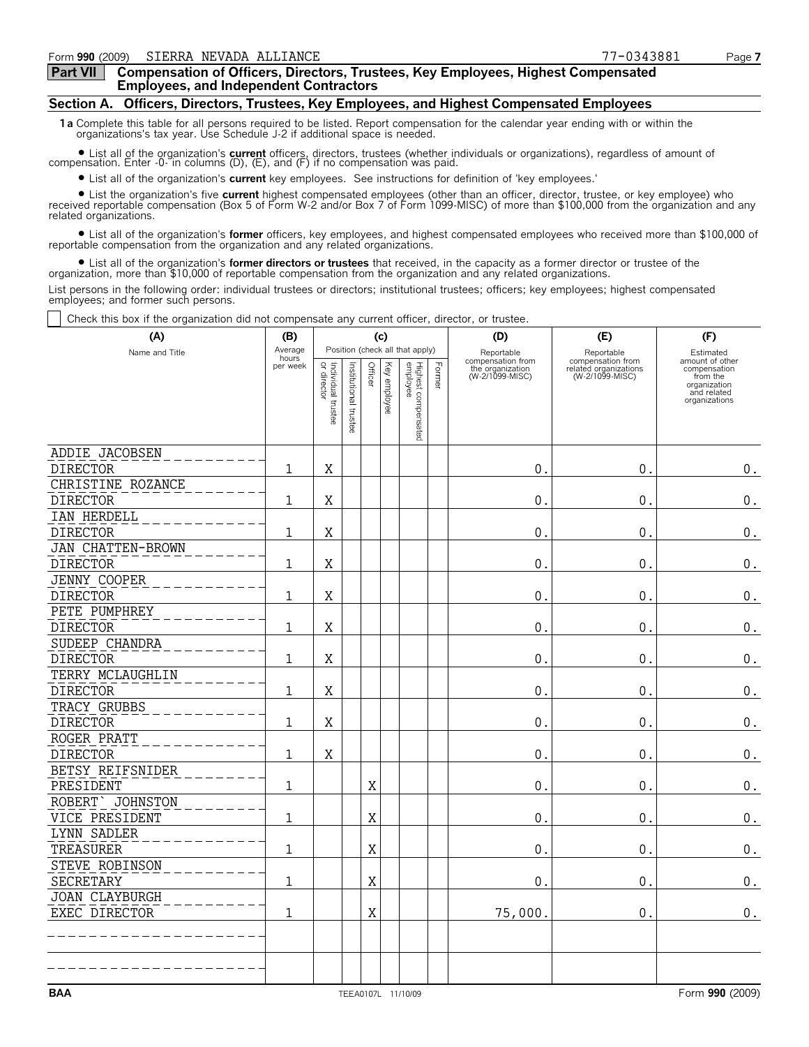Form **990** (2009) SIERRA NEVADA ALLIANCE 77-0343881

## Part VII Compensation of Officers, Directors, Trustees, Key Employees, Highest Compensated Employees, and Independent Contractors

### Section A. Officers, Directors, Trustees, Key Employees, and Highest Compensated Employees

**1a** Complete this table for all persons required to be listed. Report compensation for the calendar year ending with or within the organizations's tax year. Use Schedule J-2 if additional space is needed.

- List all of the organization's **current** officers, directors, trustees (whether individuals or organizations), regardless of amount of compensation. Enter -0- in columns (D), (E), and (F) if no compensation was paid.
- List all of the organization's **current** key employees. See instructions for definition of 'key employees.'
- List the organization's five **current** highest compensated employees (other than an officer, director, trustee, or key employee) who received reportable compensation (Box 5 of Form W-2 and/or Box 7 of Form 1099-MISC) of more than $100,000 from the organization and any related organizations.
- List all of the organization's **former** officers, key employees, and highest compensated employees who received more than $100,000 of reportable compensation from the organization and any related organizations.
- List all of the organization's **former directors or trustees** that received, in the capacity as a former director or trustee of the organization, more than $10,000 of reportable compensation from the organization and any related organizations.

List persons in the following order: individual trustees or directors; institutional trustees; officers; key employees; highest compensated employees; and former such persons.

☐ Check this box if the organization did not compensate any current officer, director, or trustee.

| (A) Name and Title | (B) Average hours per week | (C) Position (check all that apply) | | | | | | (D) Reportable compensation from the organization (W-2/1099-MISC) | (E) Reportable compensation from related organizations (W-2/1099-MISC) | (F) Estimated amount of other compensation from the organization and related organizations |
|---|---|---|---|---|---|---|---|---|---|---|
| | | Individual trustee or director | Institutional trustee | Officer | Key employee | Highest compensated employee | Former | | | |
| ADDIE JACOBSEN<br>DIRECTOR | 1 | X | | | | | | 0. | 0. | 0. |
| CHRISTINE ROZANCE<br>DIRECTOR | 1 | X | | | | | | 0. | 0. | 0. |
| IAN HERDELL<br>DIRECTOR | 1 | X | | | | | | 0. | 0. | 0. |
| JAN CHATTEN-BROWN<br>DIRECTOR | 1 | X | | | | | | 0. | 0. | 0. |
| JENNY COOPER<br>DIRECTOR | 1 | X | | | | | | 0. | 0. | 0. |
| PETE PUMPHREY<br>DIRECTOR | 1 | X | | | | | | 0. | 0. | 0. |
| SUDEEP CHANDRA<br>DIRECTOR | 1 | X | | | | | | 0. | 0. | 0. |
| TERRY MCLAUGHLIN<br>DIRECTOR | 1 | X | | | | | | 0. | 0. | 0. |
| TRACY GRUBBS<br>DIRECTOR | 1 | X | | | | | | 0. | 0. | 0. |
| ROGER PRATT<br>DIRECTOR | 1 | X | | | | | | 0. | 0. | 0. |
| BETSY REIFSNIDER<br>PRESIDENT | 1 | | | X | | | | 0. | 0. | 0. |
| ROBERT` JOHNSTON<br>VICE PRESIDENT | 1 | | | X | | | | 0. | 0. | 0. |
| LYNN SADLER<br>TREASURER | 1 | | | X | | | | 0. | 0. | 0. |
| STEVE ROBINSON<br>SECRETARY | 1 | | | X | | | | 0. | 0. | 0. |
| JOAN CLAYBURGH<br>EXEC DIRECTOR | 1 | | | X | | | | 75,000. | 0. | 0. |
| | | | | | | | | | | |
| | | | | | | | | | | |

BAA TEEA0107L 11/10/09 Form **990** (2009)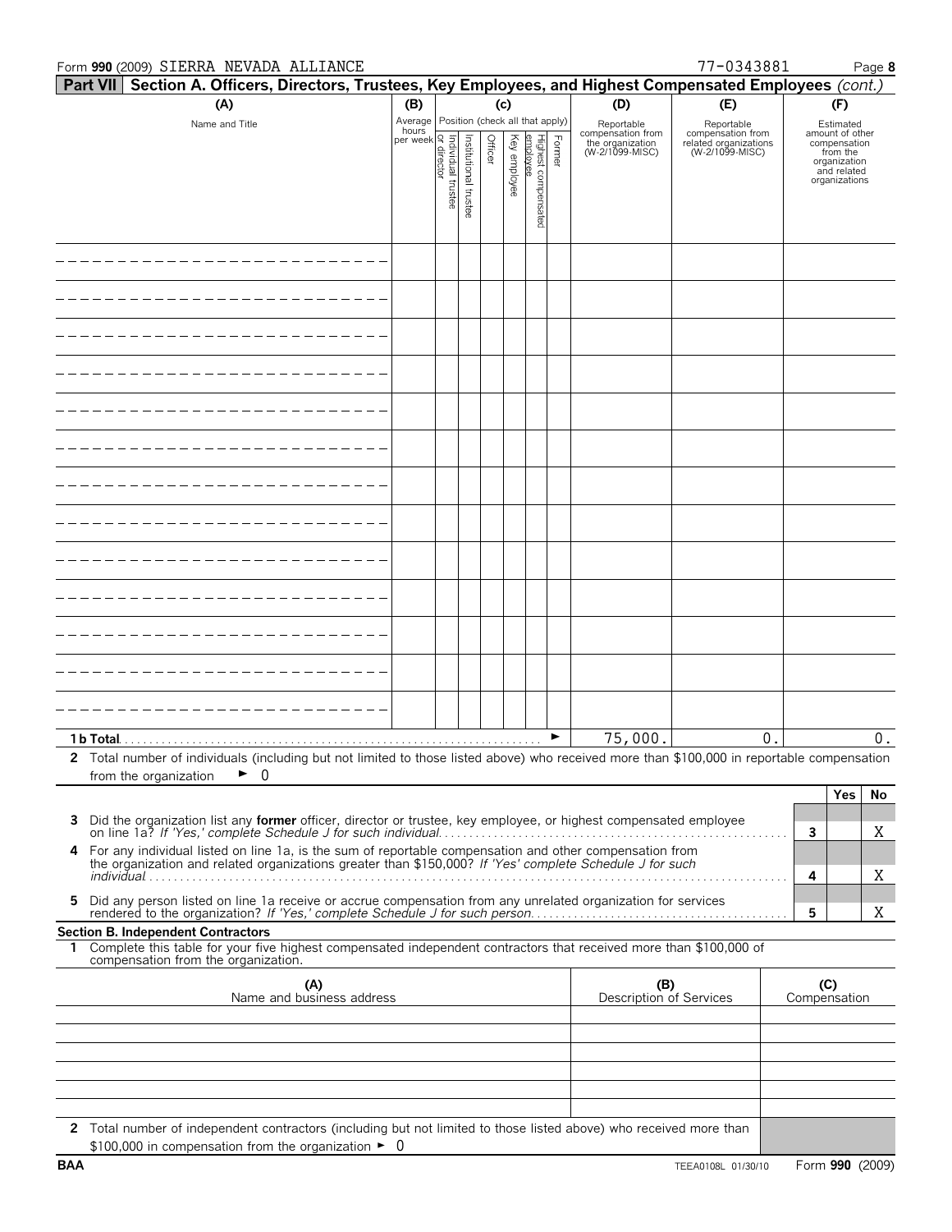Form **990** (2009) SIERRA NEVADA ALLIANCE 77-0343881

**Part VII Section A. Officers, Directors, Trustees, Key Employees, and Highest Compensated Employees** *(cont.)*

| (A) Name and Title | (B) Average hours per week | (C) Position (check all that apply): Individual trustee or director | Institutional trustee | Officer | Key employee | Highest compensated employee | Former | (D) Reportable compensation from the organization (W-2/1099-MISC) | (E) Reportable compensation from related organizations (W-2/1099-MISC) | (F) Estimated amount of other compensation from the organization and related organizations |
|---|---|---|---|---|---|---|---|---|---|---|
| | | | | | | | | | | |
| | | | | | | | | | | |
| | | | | | | | | | | |
| | | | | | | | | | | |
| | | | | | | | | | | |
| | | | | | | | | | | |
| | | | | | | | | | | |
| | | | | | | | | | | |
| | | | | | | | | | | |
| | | | | | | | | | | |
| | | | | | | | | | | |
| | | | | | | | | | | |
| | | | | | | | | | | |
| **1 b Total** | | | | | | | ► | 75,000. | 0. | 0. |

**2** Total number of individuals (including but not limited to those listed above) who received more than $100,000 in reportable compensation from the organization ► 0

| | | Yes | No |
|---|---|---|---|
| **3** Did the organization list any **former** officer, director or trustee, key employee, or highest compensated employee on line 1a? *If 'Yes,' complete Schedule J for such individual* | 3 | | X |
| **4** For any individual listed on line 1a, is the sum of reportable compensation and other compensation from the organization and related organizations greater than $150,000? *If 'Yes' complete Schedule J for such individual* | 4 | | X |
| **5** Did any person listed on line 1a receive or accrue compensation from any unrelated organization for services rendered to the organization? *If 'Yes,' complete Schedule J for such person* | 5 | | X |

**Section B. Independent Contractors**

**1** Complete this table for your five highest compensated independent contractors that received more than $100,000 of compensation from the organization.

| (A) Name and business address | (B) Description of Services | (C) Compensation |
|---|---|---|
| | | |
| | | |
| | | |
| | | |
| | | |

**2** Total number of independent contractors (including but not limited to those listed above) who received more than $100,000 in compensation from the organization ► 0

BAA TEEA0108L 01/30/10 Form **990** (2009)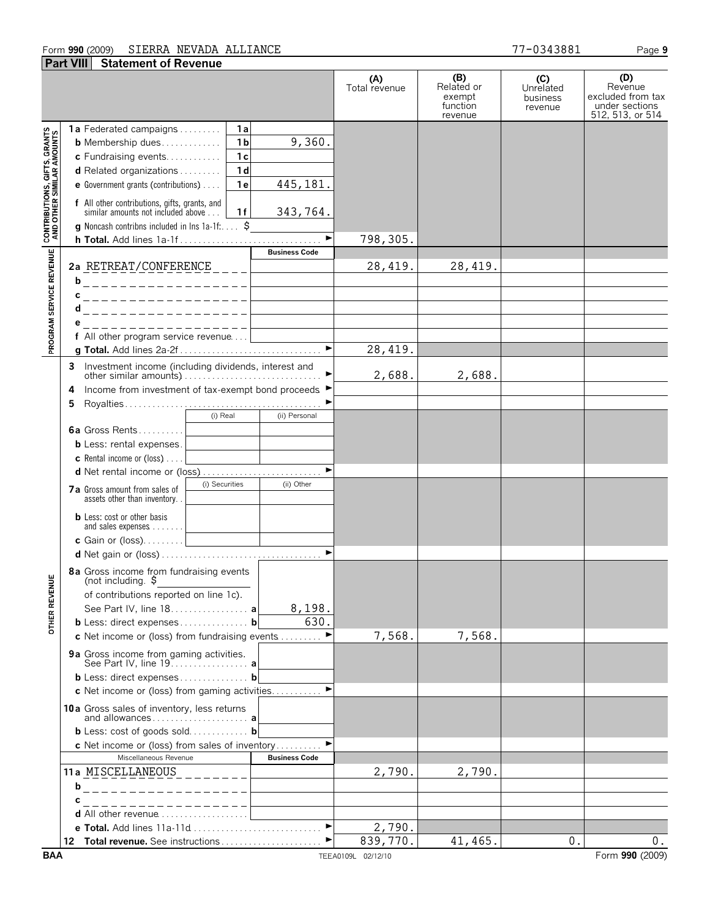Form **990** (2009) SIERRA NEVADA ALLIANCE 77-0343881

## Part VIII Statement of Revenue

| | | | (A) Total revenue | (B) Related or exempt function revenue | (C) Unrelated business revenue | (D) Revenue excluded from tax under sections 512, 513, or 514 |
|---|---|---|---|---|---|---|
| **CONTRIBUTIONS, GIFTS, GRANTS AND OTHER SIMILAR AMOUNTS** | **1a** Federated campaigns — 1a | | | | | |
| | **b** Membership dues — 1b | 9,360. | | | | |
| | **c** Fundraising events — 1c | | | | | |
| | **d** Related organizations — 1d | | | | | |
| | **e** Government grants (contributions) — 1e | 445,181. | | | | |
| | **f** All other contributions, gifts, grants, and similar amounts not included above — 1f | 343,764. | | | | |
| | **g** Noncash contribns included in lns 1a-1f: $ | | | | | |
| | **h Total.** Add lines 1a-1f | ► | 798,305. | | | |
| **PROGRAM SERVICE REVENUE** | | **Business Code** | | | | |
| | **2a** RETREAT/CONFERENCE | | 28,419. | 28,419. | | |
| | **b** | | | | | |
| | **c** | | | | | |
| | **d** | | | | | |
| | **e** | | | | | |
| | **f** All other program service revenue | | | | | |
| | **g Total.** Add lines 2a-2f | ► | 28,419. | | | |
| **OTHER REVENUE** | **3** Investment income (including dividends, interest and other similar amounts) | ► | 2,688. | 2,688. | | |
| | **4** Income from investment of tax-exempt bond proceeds | ► | | | | |
| | **5** Royalties | ► | | | | |
| | | (i) Real / (ii) Personal | | | | |
| | **6a** Gross Rents | | | | | |
| | **b** Less: rental expenses | | | | | |
| | **c** Rental income or (loss) | | | | | |
| | **d** Net rental income or (loss) | ► | | | | |
| | **7a** Gross amount from sales of assets other than inventory | (i) Securities / (ii) Other | | | | |
| | **b** Less: cost or other basis and sales expenses | | | | | |
| | **c** Gain or (loss) | | | | | |
| | **d** Net gain or (loss) | ► | | | | |
| | **8a** Gross income from fundraising events (not including $ of contributions reported on line 1c). See Part IV, line 18 — a | 8,198. | | | | |
| | **b** Less: direct expenses — b | 630. | | | | |
| | **c** Net income or (loss) from fundraising events | ► | 7,568. | 7,568. | | |
| | **9a** Gross income from gaming activities. See Part IV, line 19 — a | | | | | |
| | **b** Less: direct expenses — b | | | | | |
| | **c** Net income or (loss) from gaming activities | ► | | | | |
| | **10a** Gross sales of inventory, less returns and allowances — a | | | | | |
| | **b** Less: cost of goods sold — b | | | | | |
| | **c** Net income or (loss) from sales of inventory | ► | | | | |
| | Miscellaneous Revenue | **Business Code** | | | | |
| | **11a** MISCELLANEOUS | | 2,790. | 2,790. | | |
| | **b** | | | | | |
| | **c** | | | | | |
| | **d** All other revenue | | | | | |
| | **e Total.** Add lines 11a-11d | ► | 2,790. | | | |
| | **12 Total revenue.** See instructions | ► | 839,770. | 41,465. | 0. | 0. |

BAA TEEA0109L 02/12/10 Form **990** (2009)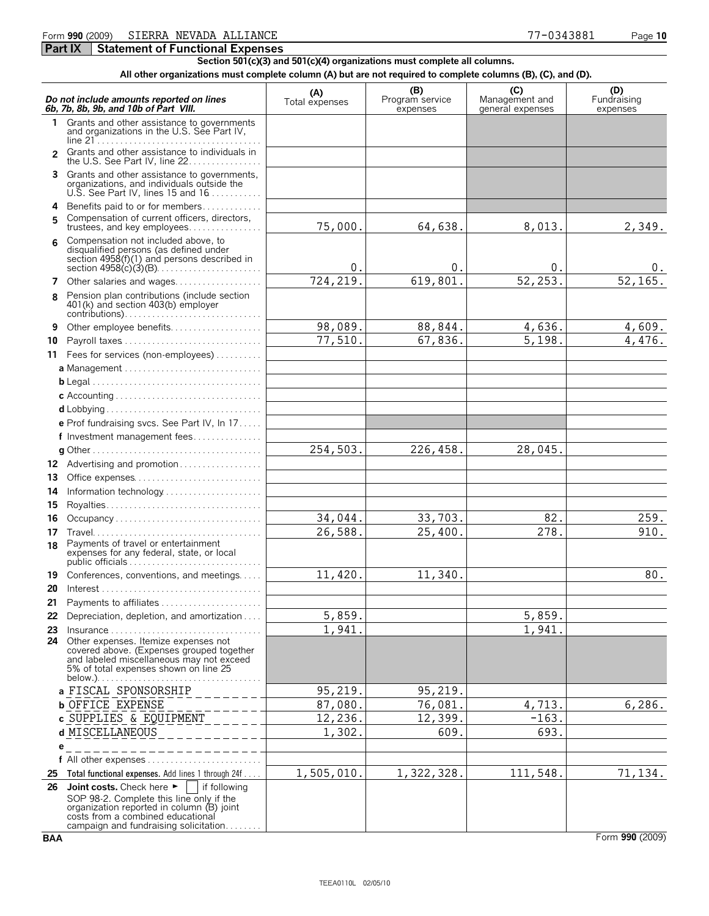Form **990** (2009) SIERRA NEVADA ALLIANCE 77-0343881

## Part IX Statement of Functional Expenses

**Section 501(c)(3) and 501(c)(4) organizations must complete all columns.**

**All other organizations must complete column (A) but are not required to complete columns (B), (C), and (D).**

| *Do not include amounts reported on lines 6b, 7b, 8b, 9b, and 10b of Part VIII.* | (A) Total expenses | (B) Program service expenses | (C) Management and general expenses | (D) Fundraising expenses |
|---|---|---|---|---|
| 1 Grants and other assistance to governments and organizations in the U.S. See Part IV, line 21 | | | | |
| 2 Grants and other assistance to individuals in the U.S. See Part IV, line 22 | | | | |
| 3 Grants and other assistance to governments, organizations, and individuals outside the U.S. See Part IV, lines 15 and 16 | | | | |
| 4 Benefits paid to or for members | | | | |
| 5 Compensation of current officers, directors, trustees, and key employees | 75,000. | 64,638. | 8,013. | 2,349. |
| 6 Compensation not included above, to disqualified persons (as defined under section 4958(f)(1) and persons described in section 4958(c)(3)(B) | 0. | 0. | 0. | 0. |
| 7 Other salaries and wages | 724,219. | 619,801. | 52,253. | 52,165. |
| 8 Pension plan contributions (include section 401(k) and section 403(b) employer contributions) | | | | |
| 9 Other employee benefits | 98,089. | 88,844. | 4,636. | 4,609. |
| 10 Payroll taxes | 77,510. | 67,836. | 5,198. | 4,476. |
| 11 Fees for services (non-employees) | | | | |
| a Management | | | | |
| b Legal | | | | |
| c Accounting | | | | |
| d Lobbying | | | | |
| e Prof fundraising svcs. See Part IV, ln 17 | | | | |
| f Investment management fees | | | | |
| g Other | 254,503. | 226,458. | 28,045. | |
| 12 Advertising and promotion | | | | |
| 13 Office expenses | | | | |
| 14 Information technology | | | | |
| 15 Royalties | | | | |
| 16 Occupancy | 34,044. | 33,703. | 82. | 259. |
| 17 Travel | 26,588. | 25,400. | 278. | 910. |
| 18 Payments of travel or entertainment expenses for any federal, state, or local public officials | | | | |
| 19 Conferences, conventions, and meetings | 11,420. | 11,340. | | 80. |
| 20 Interest | | | | |
| 21 Payments to affiliates | | | | |
| 22 Depreciation, depletion, and amortization | 5,859. | | 5,859. | |
| 23 Insurance | 1,941. | | 1,941. | |
| 24 Other expenses. Itemize expenses not covered above. (Expenses grouped together and labeled miscellaneous may not exceed 5% of total expenses shown on line 25 below.) | | | | |
| a FISCAL SPONSORSHIP | 95,219. | 95,219. | | |
| b OFFICE EXPENSE | 87,080. | 76,081. | 4,713. | 6,286. |
| c SUPPLIES & EQUIPMENT | 12,236. | 12,399. | -163. | |
| d MISCELLANEOUS | 1,302. | 609. | 693. | |
| e | | | | |
| f All other expenses | | | | |
| 25 **Total functional expenses.** Add lines 1 through 24f | 1,505,010. | 1,322,328. | 111,548. | 71,134. |
| 26 **Joint costs.** Check here ► [ ] if following SOP 98-2. Complete this line only if the organization reported in column (B) joint costs from a combined educational campaign and fundraising solicitation | | | | |

BAA Form **990** (2009)

TEEA0110L 02/05/10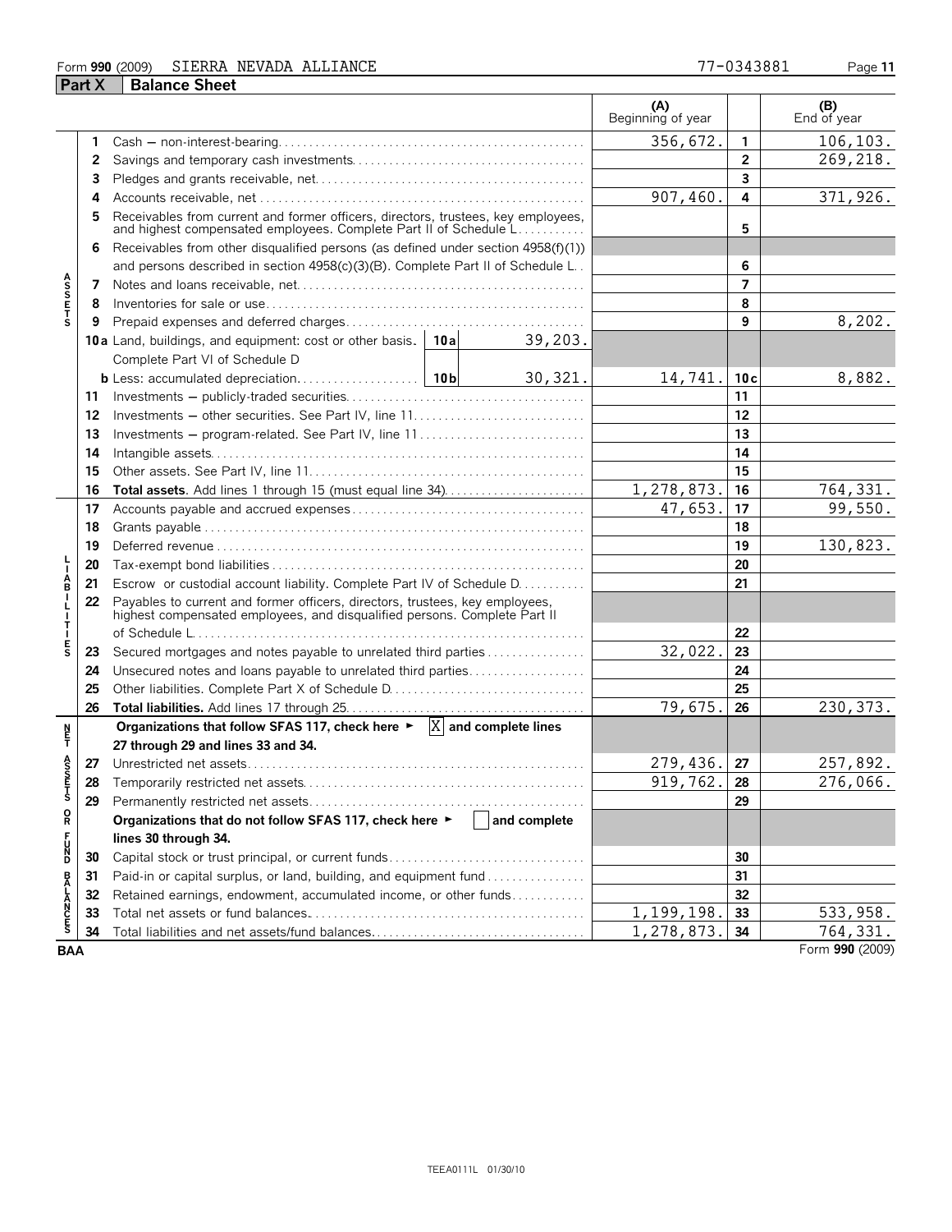Form **990** (2009) SIERRA NEVADA ALLIANCE 77-0343881

## Part X Balance Sheet

| | | | (A) Beginning of year | | (B) End of year |
|---|---|---|---|---|---|
| ASSETS | 1 | Cash — non-interest-bearing | 356,672. | 1 | 106,103. |
| | 2 | Savings and temporary cash investments | | 2 | 269,218. |
| | 3 | Pledges and grants receivable, net | | 3 | |
| | 4 | Accounts receivable, net | 907,460. | 4 | 371,926. |
| | 5 | Receivables from current and former officers, directors, trustees, key employees, and highest compensated employees. Complete Part II of Schedule L | | 5 | |
| | 6 | Receivables from other disqualified persons (as defined under section 4958(f)(1)) and persons described in section 4958(c)(3)(B). Complete Part II of Schedule L | | 6 | |
| | 7 | Notes and loans receivable, net | | 7 | |
| | 8 | Inventories for sale or use | | 8 | |
| | 9 | Prepaid expenses and deferred charges | | 9 | 8,202. |
| | 10a | Land, buildings, and equipment: cost or other basis. Complete Part VI of Schedule D — 10a: 39,203. | | | |
| | b | Less: accumulated depreciation — 10b: 30,321. | 14,741. | 10c | 8,882. |
| | 11 | Investments — publicly-traded securities | | 11 | |
| | 12 | Investments — other securities. See Part IV, line 11 | | 12 | |
| | 13 | Investments — program-related. See Part IV, line 11 | | 13 | |
| | 14 | Intangible assets | | 14 | |
| | 15 | Other assets. See Part IV, line 11 | | 15 | |
| | 16 | **Total assets.** Add lines 1 through 15 (must equal line 34) | 1,278,873. | 16 | 764,331. |
| LIABILITIES | 17 | Accounts payable and accrued expenses | 47,653. | 17 | 99,550. |
| | 18 | Grants payable | | 18 | |
| | 19 | Deferred revenue | | 19 | 130,823. |
| | 20 | Tax-exempt bond liabilities | | 20 | |
| | 21 | Escrow or custodial account liability. Complete Part IV of Schedule D | | 21 | |
| | 22 | Payables to current and former officers, directors, trustees, key employees, highest compensated employees, and disqualified persons. Complete Part II of Schedule L | | 22 | |
| | 23 | Secured mortgages and notes payable to unrelated third parties | 32,022. | 23 | |
| | 24 | Unsecured notes and loans payable to unrelated third parties | | 24 | |
| | 25 | Other liabilities. Complete Part X of Schedule D | | 25 | |
| | 26 | **Total liabilities.** Add lines 17 through 25 | 79,675. | 26 | 230,373. |
| NET ASSETS OR FUND BALANCES | | **Organizations that follow SFAS 117, check here ► [X] and complete lines 27 through 29 and lines 33 and 34.** | | | |
| | 27 | Unrestricted net assets | 279,436. | 27 | 257,892. |
| | 28 | Temporarily restricted net assets | 919,762. | 28 | 276,066. |
| | 29 | Permanently restricted net assets | | 29 | |
| | | **Organizations that do not follow SFAS 117, check here ► [ ] and complete lines 30 through 34.** | | | |
| | 30 | Capital stock or trust principal, or current funds | | 30 | |
| | 31 | Paid-in or capital surplus, or land, building, and equipment fund | | 31 | |
| | 32 | Retained earnings, endowment, accumulated income, or other funds | | 32 | |
| | 33 | Total net assets or fund balances | 1,199,198. | 33 | 533,958. |
| | 34 | Total liabilities and net assets/fund balances | 1,278,873. | 34 | 764,331. |

BAA Form **990** (2009)

TEEA0111L 01/30/10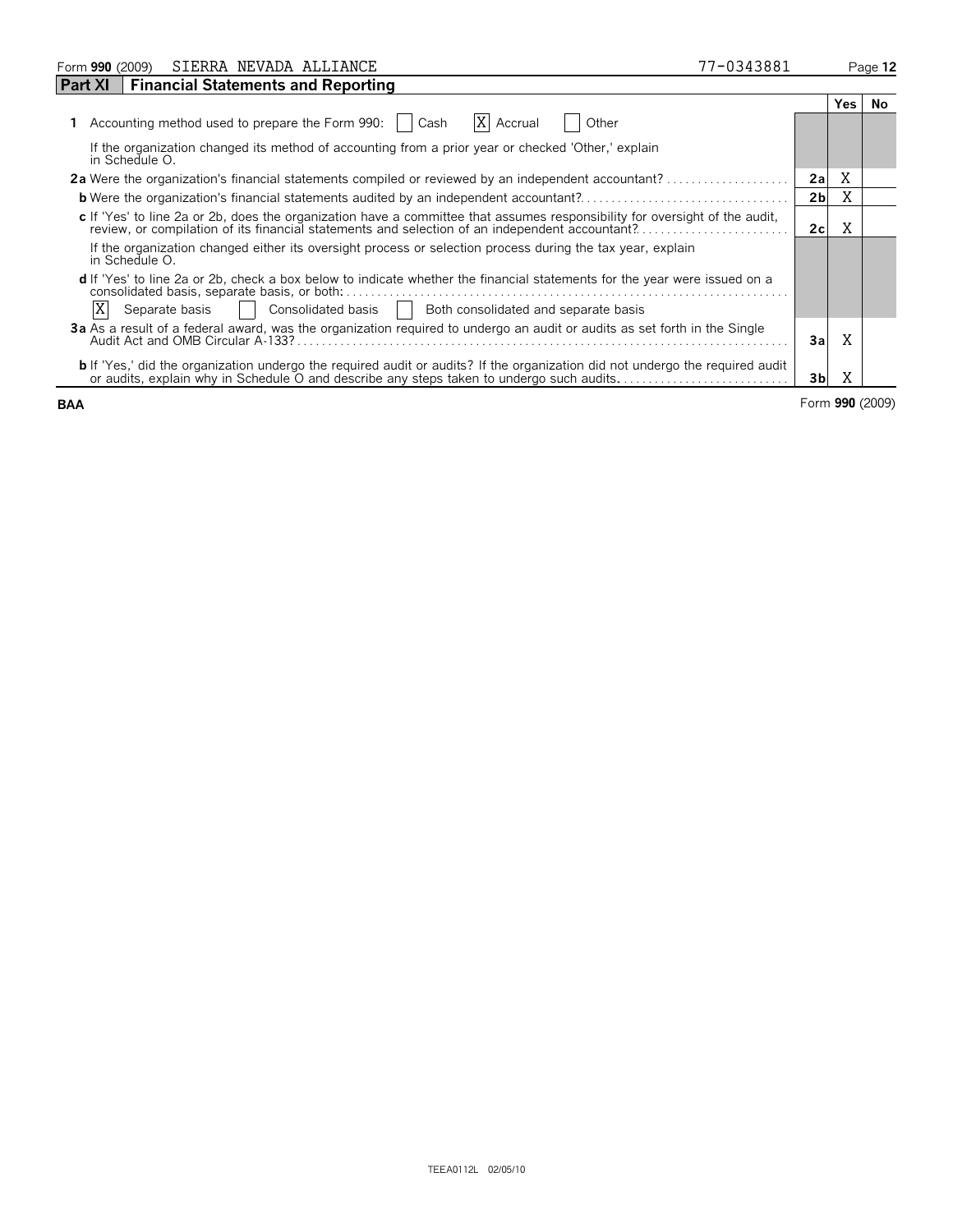Form **990** (2009) SIERRA NEVADA ALLIANCE 77-0343881

## Part XI Financial Statements and Reporting

| | | Yes | No |
|---|---|---|---|
| **1** Accounting method used to prepare the Form 990: [ ] Cash [X] Accrual [ ] Other | | | |
| If the organization changed its method of accounting from a prior year or checked 'Other,' explain in Schedule O. | | | |
| **2a** Were the organization's financial statements compiled or reviewed by an independent accountant? | 2a | X | |
| **b** Were the organization's financial statements audited by an independent accountant? | 2b | X | |
| **c** If 'Yes' to line 2a or 2b, does the organization have a committee that assumes responsibility for oversight of the audit, review, or compilation of its financial statements and selection of an independent accountant? | 2c | X | |
| If the organization changed either its oversight process or selection process during the tax year, explain in Schedule O. | | | |
| **d** If 'Yes' to line 2a or 2b, check a box below to indicate whether the financial statements for the year were issued on a consolidated basis, separate basis, or both: | | | |
| [X] Separate basis [ ] Consolidated basis [ ] Both consolidated and separate basis | | | |
| **3a** As a result of a federal award, was the organization required to undergo an audit or audits as set forth in the Single Audit Act and OMB Circular A-133? | 3a | X | |
| **b** If 'Yes,' did the organization undergo the required audit or audits? If the organization did not undergo the required audit or audits, explain why in Schedule O and describe any steps taken to undergo such audits. | 3b | X | |

**BAA** Form **990** (2009)

TEEA0112L 02/05/10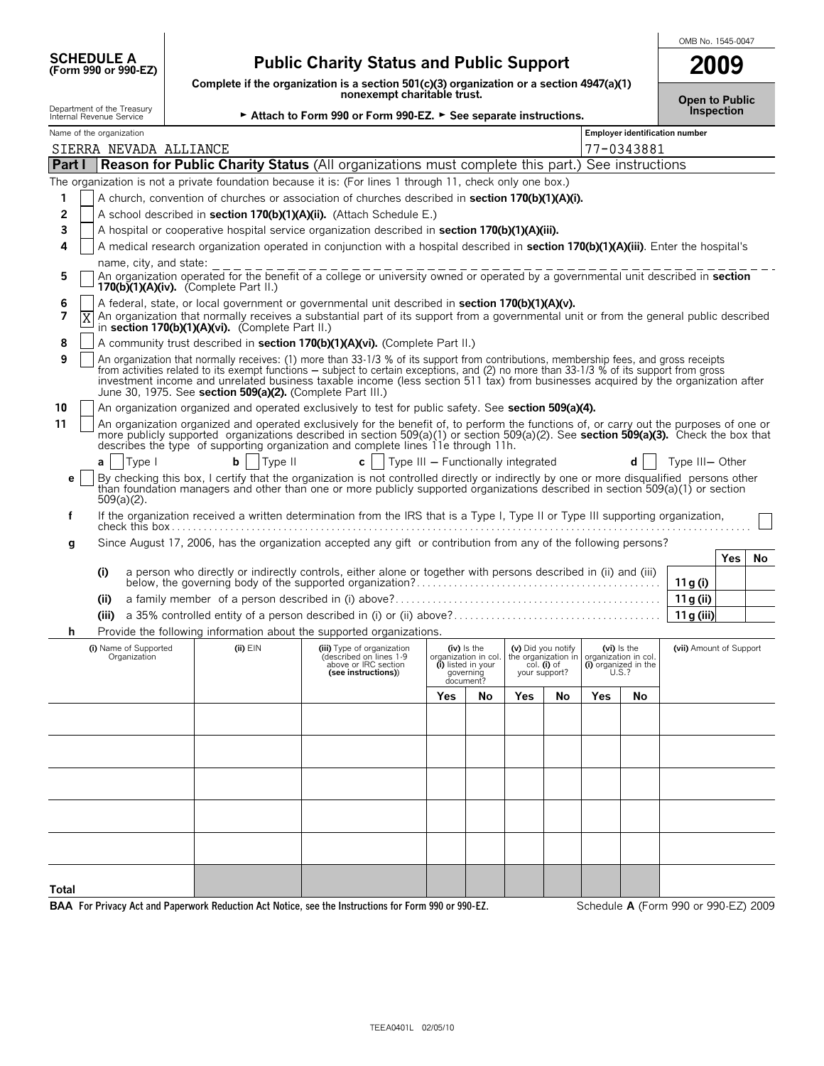**SCHEDULE A (Form 990 or 990-EZ)**

Department of the Treasury
Internal Revenue Service

# Public Charity Status and Public Support

**Complete if the organization is a section 501(c)(3) organization or a section 4947(a)(1) nonexempt charitable trust.**

► **Attach to Form 990 or Form 990-EZ.** ► **See separate instructions.**

OMB No. 1545-0047

**2009**

**Open to Public Inspection**

Name of the organization: SIERRA NEVADA ALLIANCE

Employer identification number: 77-0343881

## Part I Reason for Public Charity Status (All organizations must complete this part.) See instructions

The organization is not a private foundation because it is: (For lines 1 through 11, check only one box.)

1. [ ] A church, convention of churches or association of churches described in **section 170(b)(1)(A)(i).**
2. [ ] A school described in **section 170(b)(1)(A)(ii).** (Attach Schedule E.)
3. [ ] A hospital or cooperative hospital service organization described in **section 170(b)(1)(A)(iii).**
4. [ ] A medical research organization operated in conjunction with a hospital described in **section 170(b)(1)(A)(iii)**. Enter the hospital's name, city, and state: ______
5. [ ] An organization operated for the benefit of a college or university owned or operated by a governmental unit described in **section 170(b)(1)(A)(iv).** (Complete Part II.)
6. [ ] A federal, state, or local government or governmental unit described in **section 170(b)(1)(A)(v).**
7. [X] An organization that normally receives a substantial part of its support from a governmental unit or from the general public described in **section 170(b)(1)(A)(vi).** (Complete Part II.)
8. [ ] A community trust described in **section 170(b)(1)(A)(vi).** (Complete Part II.)
9. [ ] An organization that normally receives: (1) more than 33-1/3 % of its support from contributions, membership fees, and gross receipts from activities related to its exempt functions – subject to certain exceptions, and (2) no more than 33-1/3 % of its support from gross investment income and unrelated business taxable income (less section 511 tax) from businesses acquired by the organization after June 30, 1975. See **section 509(a)(2).** (Complete Part III.)
10. [ ] An organization organized and operated exclusively to test for public safety. See **section 509(a)(4).**
11. [ ] An organization organized and operated exclusively for the benefit of, to perform the functions of, or carry out the purposes of one or more publicly supported organizations described in section 509(a)(1) or section 509(a)(2). See **section 509(a)(3).** Check the box that describes the type of supporting organization and complete lines 11e through 11h.

   **a** [ ] Type I   **b** [ ] Type II   **c** [ ] Type III – Functionally integrated   **d** [ ] Type III– Other

   **e** [ ] By checking this box, I certify that the organization is not controlled directly or indirectly by one or more disqualified persons other than foundation managers and other than one or more publicly supported organizations described in section 509(a)(1) or section 509(a)(2).

   **f** If the organization received a written determination from the IRS that is a Type I, Type II or Type III supporting organization, check this box [ ]

   **g** Since August 17, 2006, has the organization accepted any gift or contribution from any of the following persons?

| | | | Yes | No |
|---|---|---|---|---|
| (i) | a person who directly or indirectly controls, either alone or together with persons described in (ii) and (iii) below, the governing body of the supported organization? | 11g (i) | | |
| (ii) | a family member of a person described in (i) above? | 11g (ii) | | |
| (iii) | a 35% controlled entity of a person described in (i) or (ii) above? | 11g (iii) | | |

   **h** Provide the following information about the supported organizations.

| (i) Name of Supported Organization | (ii) EIN | (iii) Type of organization (described on lines 1-9 above or IRC section (see instructions)) | (iv) Is the organization in col. (i) listed in your governing document? | | (v) Did you notify the organization in col. (i) of your support? | | (vi) Is the organization in col. (i) organized in the U.S.? | | (vii) Amount of Support |
|---|---|---|---|---|---|---|---|---|---|
| | | | Yes | No | Yes | No | Yes | No | |
| | | | | | | | | | |
| | | | | | | | | | |
| | | | | | | | | | |
| | | | | | | | | | |
| | | | | | | | | | |
| Total | | | | | | | | | |

**BAA For Privacy Act and Paperwork Reduction Act Notice, see the Instructions for Form 990 or 990-EZ.** Schedule **A** (Form 990 or 990-EZ) 2009

TEEA0401L 02/05/10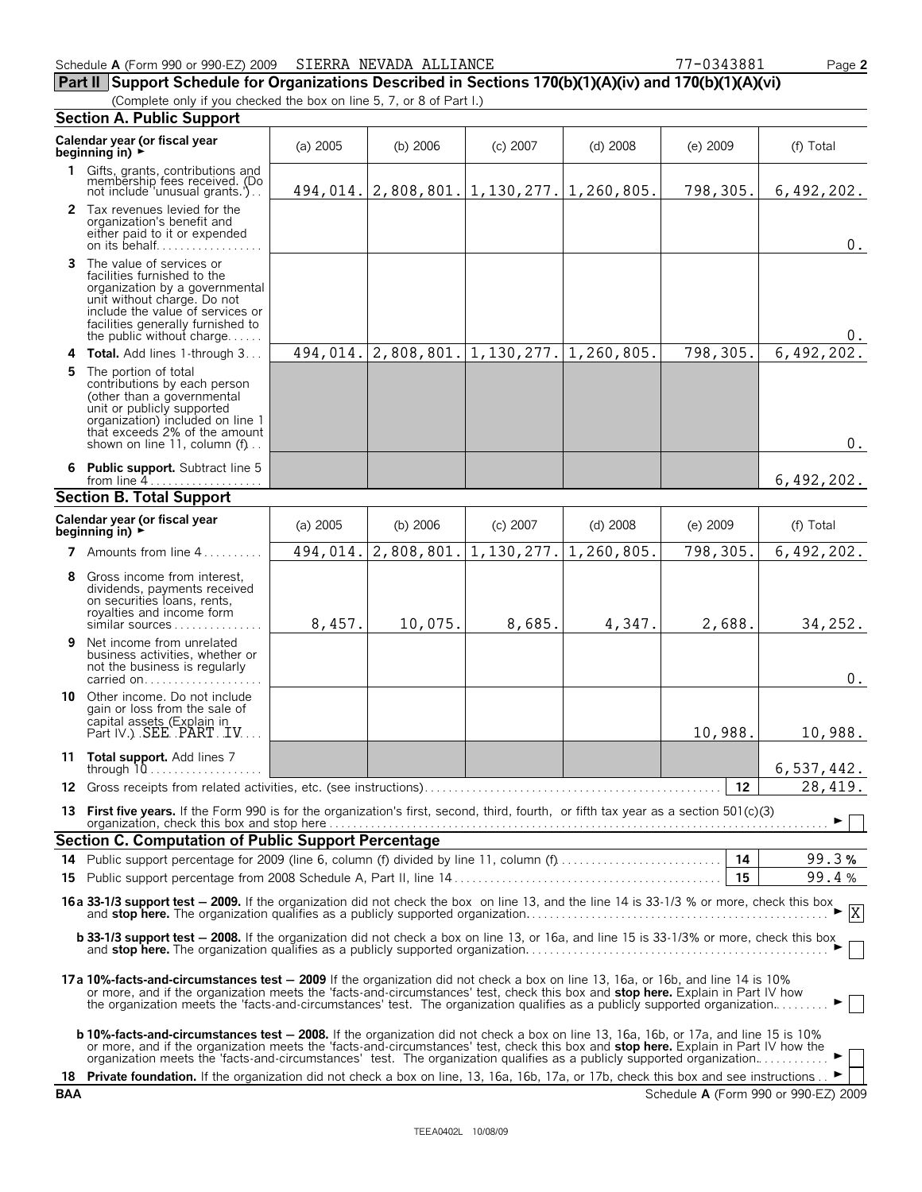Schedule **A** (Form 990 or 990-EZ) 2009 SIERRA NEVADA ALLIANCE 77-0343881 Page **2**

## Part II Support Schedule for Organizations Described in Sections 170(b)(1)(A)(iv) and 170(b)(1)(A)(vi)

(Complete only if you checked the box on line 5, 7, or 8 of Part I.)

### Section A. Public Support

| Calendar year (or fiscal year beginning in) ► | (a) 2005 | (b) 2006 | (c) 2007 | (d) 2008 | (e) 2009 | (f) Total |
|---|---|---|---|---|---|---|
| **1** Gifts, grants, contributions and membership fees received. (Do not include 'unusual grants.') | 494,014. | 2,808,801. | 1,130,277. | 1,260,805. | 798,305. | 6,492,202. |
| **2** Tax revenues levied for the organization's benefit and either paid to it or expended on its behalf | | | | | | 0. |
| **3** The value of services or facilities furnished to the organization by a governmental unit without charge. Do not include the value of services or facilities generally furnished to the public without charge | | | | | | 0. |
| **4 Total.** Add lines 1-through 3 | 494,014. | 2,808,801. | 1,130,277. | 1,260,805. | 798,305. | 6,492,202. |
| **5** The portion of total contributions by each person (other than a governmental unit or publicly supported organization) included on line 1 that exceeds 2% of the amount shown on line 11, column (f) | | | | | | 0. |
| **6 Public support.** Subtract line 5 from line 4 | | | | | | 6,492,202. |

### Section B. Total Support

| Calendar year (or fiscal year beginning in) ► | (a) 2005 | (b) 2006 | (c) 2007 | (d) 2008 | (e) 2009 | (f) Total |
|---|---|---|---|---|---|---|
| **7** Amounts from line 4 | 494,014. | 2,808,801. | 1,130,277. | 1,260,805. | 798,305. | 6,492,202. |
| **8** Gross income from interest, dividends, payments received on securities loans, rents, royalties and income form similar sources | 8,457. | 10,075. | 8,685. | 4,347. | 2,688. | 34,252. |
| **9** Net income from unrelated business activities, whether or not the business is regularly carried on | | | | | | 0. |
| **10** Other income. Do not include gain or loss from the sale of capital assets (Explain in Part IV.) SEE PART IV | | | | | 10,988. | 10,988. |
| **11 Total support.** Add lines 7 through 10 | | | | | | 6,537,442. |

**12** Gross receipts from related activities, etc. (see instructions) — **12** — 28,419.

**13 First five years.** If the Form 990 is for the organization's first, second, third, fourth, or fifth tax year as a section 501(c)(3) organization, check this box and stop here ► ☐

### Section C. Computation of Public Support Percentage

**14** Public support percentage for 2009 (line 6, column (f) divided by line 11, column (f)) — **14** — 99.3 %

**15** Public support percentage from 2008 Schedule A, Part II, line 14 — **15** — 99.4 %

**16a 33-1/3 support test – 2009.** If the organization did not check the box on line 13, and the line 14 is 33-1/3 % or more, check this box and **stop here.** The organization qualifies as a publicly supported organization ► ☒

**b 33-1/3 support test – 2008.** If the organization did not check a box on line 13, or 16a, and line 15 is 33-1/3% or more, check this box and **stop here.** The organization qualifies as a publicly supported organization ► ☐

**17a 10%-facts-and-circumstances test – 2009** If the organization did not check a box on line 13, 16a, or 16b, and line 14 is 10% or more, and if the organization meets the 'facts-and-circumstances' test, check this box and **stop here.** Explain in Part IV how the organization meets the 'facts-and-circumstances' test. The organization qualifies as a publicly supported organization ► ☐

**b 10%-facts-and-circumstances test – 2008.** If the organization did not check a box on line 13, 16a, 16b, or 17a, and line 15 is 10% or more, and if the organization meets the 'facts-and-circumstances' test, check this box and **stop here.** Explain in Part IV how the organization meets the 'facts-and-circumstances' test. The organization qualifies as a publicly supported organization ► ☐

**18 Private foundation.** If the organization did not check a box on line, 13, 16a, 16b, 17a, or 17b, check this box and see instructions ► ☐

**BAA** Schedule **A** (Form 990 or 990-EZ) 2009

TEEA0402L 10/08/09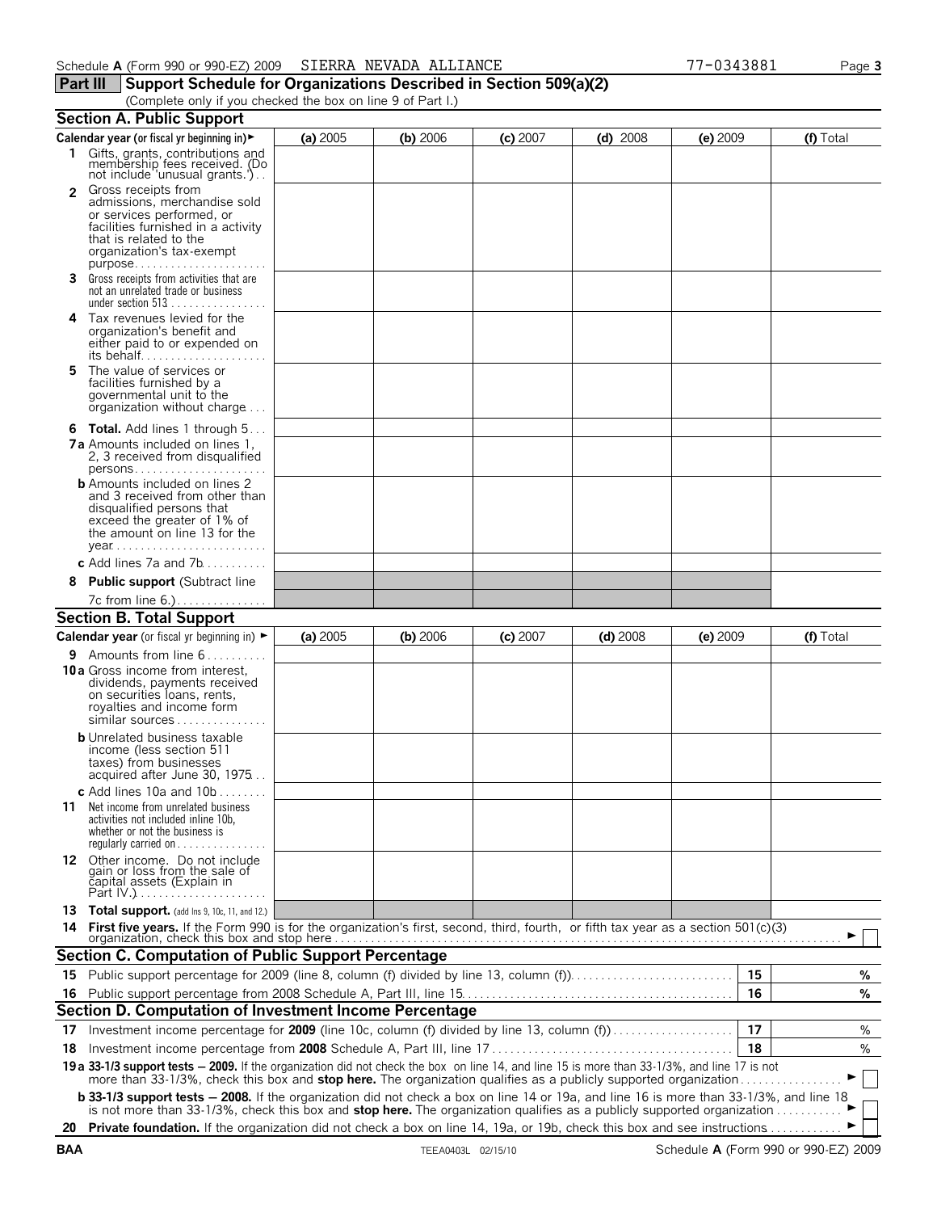Schedule A (Form 990 or 990-EZ) 2009 SIERRA NEVADA ALLIANCE 77-0343881 Page 3

**Part III Support Schedule for Organizations Described in Section 509(a)(2)**

(Complete only if you checked the box on line 9 of Part I.)

## Section A. Public Support

| Calendar year (or fiscal yr beginning in) ► | (a) 2005 | (b) 2006 | (c) 2007 | (d) 2008 | (e) 2009 | (f) Total |
|---|---|---|---|---|---|---|
| **1** Gifts, grants, contributions and membership fees received. (Do not include 'unusual grants.') | | | | | | |
| **2** Gross receipts from admissions, merchandise sold or services performed, or facilities furnished in a activity that is related to the organization's tax-exempt purpose | | | | | | |
| **3** Gross receipts from activities that are not an unrelated trade or business under section 513 | | | | | | |
| **4** Tax revenues levied for the organization's benefit and either paid to or expended on its behalf | | | | | | |
| **5** The value of services or facilities furnished by a governmental unit to the organization without charge | | | | | | |
| **6 Total.** Add lines 1 through 5 | | | | | | |
| **7a** Amounts included on lines 1, 2, 3 received from disqualified persons | | | | | | |
| **b** Amounts included on lines 2 and 3 received from other than disqualified persons that exceed the greater of 1% of the amount on line 13 for the year | | | | | | |
| **c** Add lines 7a and 7b | | | | | | |
| **8 Public support** (Subtract line 7c from line 6.) | | | | | | |

## Section B. Total Support

| Calendar year (or fiscal yr beginning in) ► | (a) 2005 | (b) 2006 | (c) 2007 | (d) 2008 | (e) 2009 | (f) Total |
|---|---|---|---|---|---|---|
| **9** Amounts from line 6 | | | | | | |
| **10a** Gross income from interest, dividends, payments received on securities loans, rents, royalties and income form similar sources | | | | | | |
| **b** Unrelated business taxable income (less section 511 taxes) from businesses acquired after June 30, 1975 | | | | | | |
| **c** Add lines 10a and 10b | | | | | | |
| **11** Net income from unrelated business activities not included inline 10b, whether or not the business is regularly carried on | | | | | | |
| **12** Other income. Do not include gain or loss from the sale of capital assets (Explain in Part IV.) | | | | | | |
| **13 Total support.** (add lns 9, 10c, 11, and 12.) | | | | | | |

**14 First five years.** If the Form 990 is for the organization's first, second, third, fourth, or fifth tax year as a section 501(c)(3) organization, check this box and stop here ► ☐

## Section C. Computation of Public Support Percentage

| | | | |
|---|---|---|---|
| **15** | Public support percentage for 2009 (line 8, column (f) divided by line 13, column (f)) | 15 | % |
| **16** | Public support percentage from 2008 Schedule A, Part III, line 15 | 16 | % |

## Section D. Computation of Investment Income Percentage

| | | | |
|---|---|---|---|
| **17** | Investment income percentage for **2009** (line 10c, column (f) divided by line 13, column (f)) | 17 | % |
| **18** | Investment income percentage from **2008** Schedule A, Part III, line 17 | 18 | % |

**19a 33-1/3% support tests — 2009.** If the organization did not check the box on line 14, and line 15 is more than 33-1/3%, and line 17 is not more than 33-1/3%, check this box and **stop here.** The organization qualifies as a publicly supported organization ► ☐

**b 33-1/3% support tests — 2008.** If the organization did not check a box on line 14 or 19a, and line 16 is more than 33-1/3%, and line 18 is not more than 33-1/3%, check this box and **stop here.** The organization qualifies as a publicly supported organization ► ☐

**20 Private foundation.** If the organization did not check a box on line 14, 19a, or 19b, check this box and see instructions ► ☐

BAA TEEA0403L 02/15/10 Schedule A (Form 990 or 990-EZ) 2009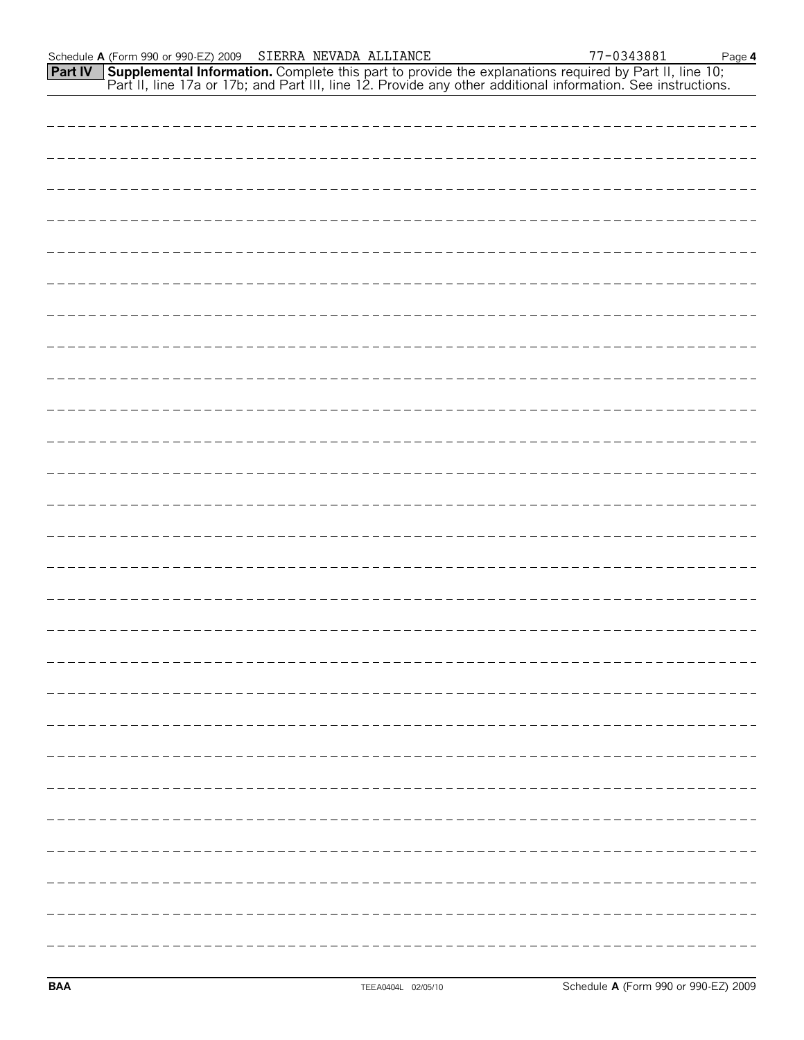Schedule **A** (Form 990 or 990-EZ) 2009 SIERRA NEVADA ALLIANCE 77-0343881

**Part IV** **Supplemental Information.** Complete this part to provide the explanations required by Part II, line 10; Part II, line 17a or 17b; and Part III, line 12. Provide any other additional information. See instructions.

**BAA** TEEA0404L 02/05/10 Schedule **A** (Form 990 or 990-EZ) 2009